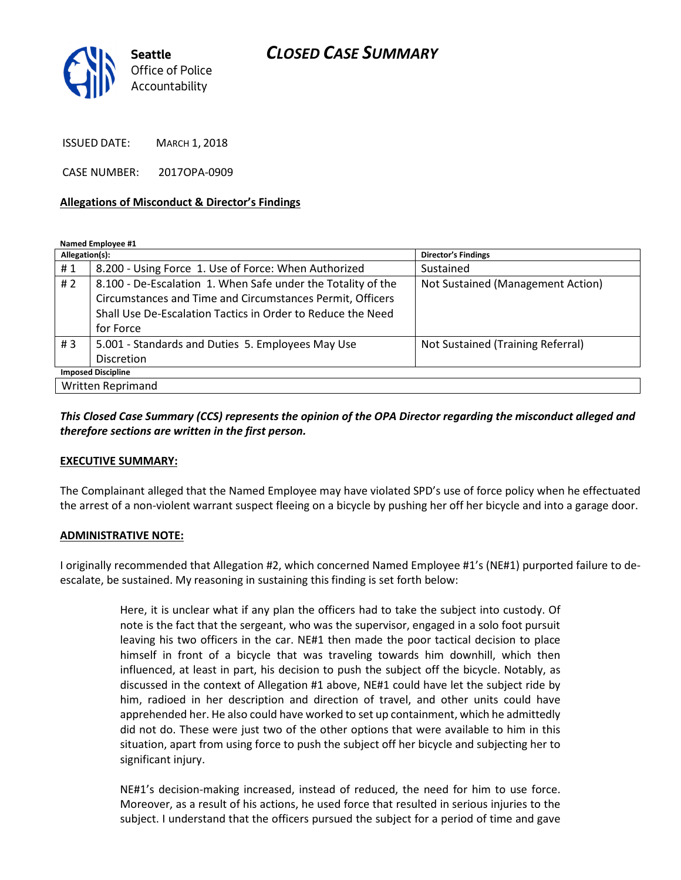Seattle Office of Police Accountability

# CLOSED CASE SUMMARY

ISSUED DATE: MARCH 1, 2018

CASE NUMBER: 2017OPA-0909

**Allegations of Misconduct & Director's Findings**

**Named Employee #1**

| Allegation(s): | | Director's Findings |
|---|---|---|
| # 1 | 8.200 - Using Force 1. Use of Force: When Authorized | Sustained |
| # 2 | 8.100 - De-Escalation 1. When Safe under the Totality of the Circumstances and Time and Circumstances Permit, Officers Shall Use De-Escalation Tactics in Order to Reduce the Need for Force | Not Sustained (Management Action) |
| # 3 | 5.001 - Standards and Duties 5. Employees May Use Discretion | Not Sustained (Training Referral) |
| **Imposed Discipline** | | |
| Written Reprimand | | |

***This Closed Case Summary (CCS) represents the opinion of the OPA Director regarding the misconduct alleged and therefore sections are written in the first person.***

**EXECUTIVE SUMMARY:**

The Complainant alleged that the Named Employee may have violated SPD's use of force policy when he effectuated the arrest of a non-violent warrant suspect fleeing on a bicycle by pushing her off her bicycle and into a garage door.

**ADMINISTRATIVE NOTE:**

I originally recommended that Allegation #2, which concerned Named Employee #1's (NE#1) purported failure to de-escalate, be sustained. My reasoning in sustaining this finding is set forth below:

> Here, it is unclear what if any plan the officers had to take the subject into custody. Of note is the fact that the sergeant, who was the supervisor, engaged in a solo foot pursuit leaving his two officers in the car. NE#1 then made the poor tactical decision to place himself in front of a bicycle that was traveling towards him downhill, which then influenced, at least in part, his decision to push the subject off the bicycle. Notably, as discussed in the context of Allegation #1 above, NE#1 could have let the subject ride by him, radioed in her description and direction of travel, and other units could have apprehended her. He also could have worked to set up containment, which he admittedly did not do. These were just two of the other options that were available to him in this situation, apart from using force to push the subject off her bicycle and subjecting her to significant injury.
>
> NE#1's decision-making increased, instead of reduced, the need for him to use force. Moreover, as a result of his actions, he used force that resulted in serious injuries to the subject. I understand that the officers pursued the subject for a period of time and gave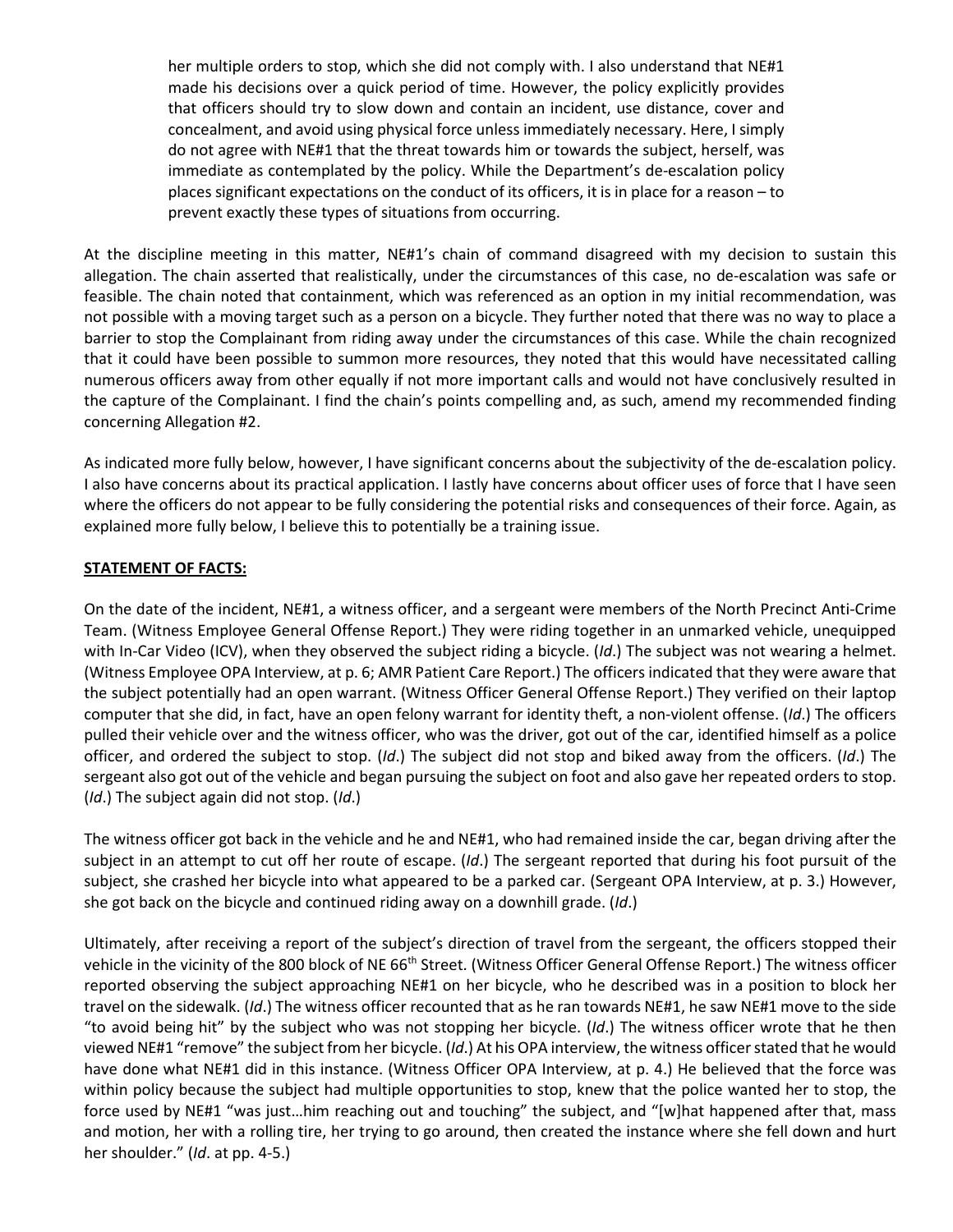> her multiple orders to stop, which she did not comply with. I also understand that NE#1 made his decisions over a quick period of time. However, the policy explicitly provides that officers should try to slow down and contain an incident, use distance, cover and concealment, and avoid using physical force unless immediately necessary. Here, I simply do not agree with NE#1 that the threat towards him or towards the subject, herself, was immediate as contemplated by the policy. While the Department's de-escalation policy places significant expectations on the conduct of its officers, it is in place for a reason – to prevent exactly these types of situations from occurring.

At the discipline meeting in this matter, NE#1's chain of command disagreed with my decision to sustain this allegation. The chain asserted that realistically, under the circumstances of this case, no de-escalation was safe or feasible. The chain noted that containment, which was referenced as an option in my initial recommendation, was not possible with a moving target such as a person on a bicycle. They further noted that there was no way to place a barrier to stop the Complainant from riding away under the circumstances of this case. While the chain recognized that it could have been possible to summon more resources, they noted that this would have necessitated calling numerous officers away from other equally if not more important calls and would not have conclusively resulted in the capture of the Complainant. I find the chain's points compelling and, as such, amend my recommended finding concerning Allegation #2.

As indicated more fully below, however, I have significant concerns about the subjectivity of the de-escalation policy. I also have concerns about its practical application. I lastly have concerns about officer uses of force that I have seen where the officers do not appear to be fully considering the potential risks and consequences of their force. Again, as explained more fully below, I believe this to potentially be a training issue.

**STATEMENT OF FACTS:**

On the date of the incident, NE#1, a witness officer, and a sergeant were members of the North Precinct Anti-Crime Team. (Witness Employee General Offense Report.) They were riding together in an unmarked vehicle, unequipped with In-Car Video (ICV), when they observed the subject riding a bicycle. (*Id*.) The subject was not wearing a helmet. (Witness Employee OPA Interview, at p. 6; AMR Patient Care Report.) The officers indicated that they were aware that the subject potentially had an open warrant. (Witness Officer General Offense Report.) They verified on their laptop computer that she did, in fact, have an open felony warrant for identity theft, a non-violent offense. (*Id*.) The officers pulled their vehicle over and the witness officer, who was the driver, got out of the car, identified himself as a police officer, and ordered the subject to stop. (*Id*.) The subject did not stop and biked away from the officers. (*Id*.) The sergeant also got out of the vehicle and began pursuing the subject on foot and also gave her repeated orders to stop. (*Id*.) The subject again did not stop. (*Id*.)

The witness officer got back in the vehicle and he and NE#1, who had remained inside the car, began driving after the subject in an attempt to cut off her route of escape. (*Id*.) The sergeant reported that during his foot pursuit of the subject, she crashed her bicycle into what appeared to be a parked car. (Sergeant OPA Interview, at p. 3.) However, she got back on the bicycle and continued riding away on a downhill grade. (*Id*.)

Ultimately, after receiving a report of the subject's direction of travel from the sergeant, the officers stopped their vehicle in the vicinity of the 800 block of NE 66th Street. (Witness Officer General Offense Report.) The witness officer reported observing the subject approaching NE#1 on her bicycle, who he described was in a position to block her travel on the sidewalk. (*Id*.) The witness officer recounted that as he ran towards NE#1, he saw NE#1 move to the side "to avoid being hit" by the subject who was not stopping her bicycle. (*Id*.) The witness officer wrote that he then viewed NE#1 "remove" the subject from her bicycle. (*Id*.) At his OPA interview, the witness officer stated that he would have done what NE#1 did in this instance. (Witness Officer OPA Interview, at p. 4.) He believed that the force was within policy because the subject had multiple opportunities to stop, knew that the police wanted her to stop, the force used by NE#1 "was just…him reaching out and touching" the subject, and "[w]hat happened after that, mass and motion, her with a rolling tire, her trying to go around, then created the instance where she fell down and hurt her shoulder." (*Id*. at pp. 4-5.)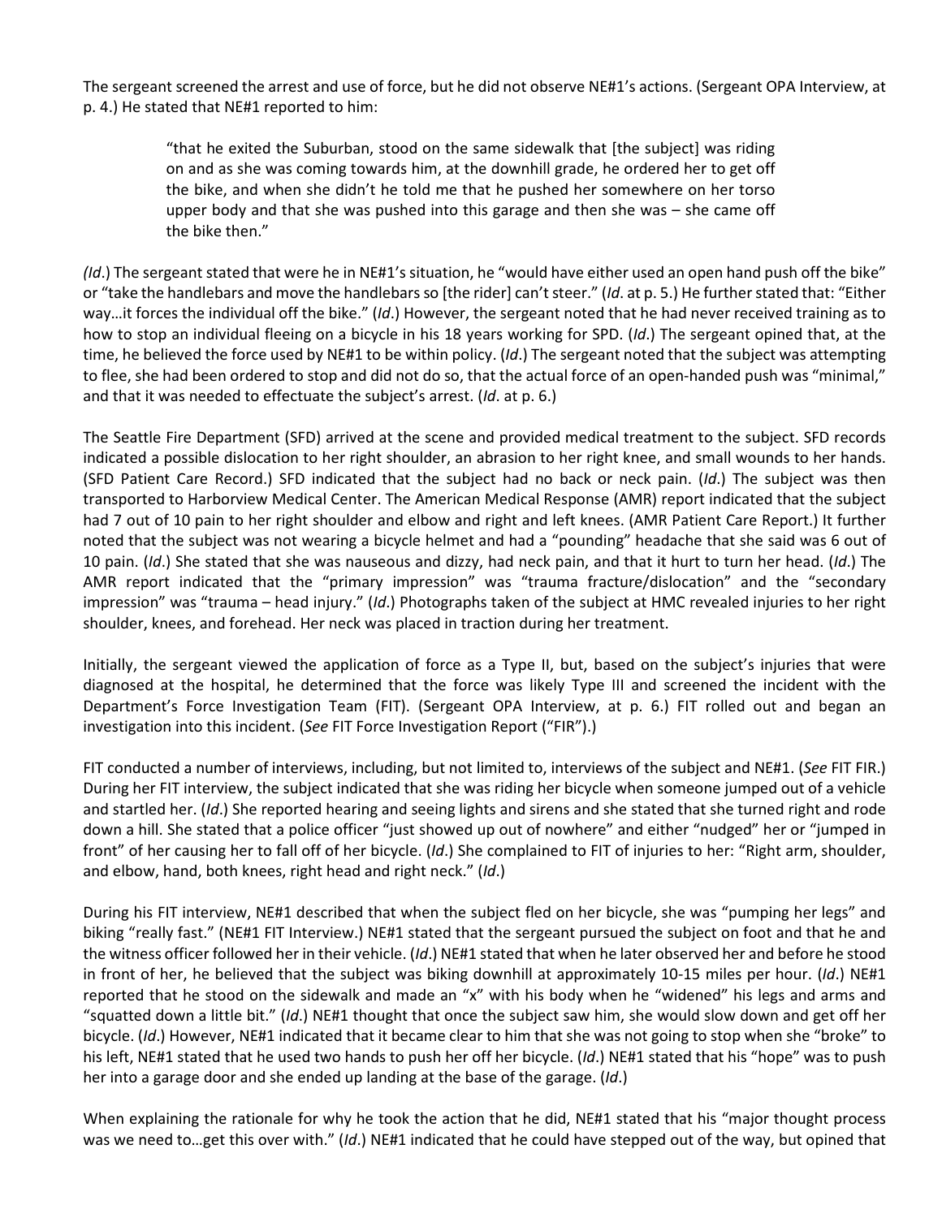The sergeant screened the arrest and use of force, but he did not observe NE#1's actions. (Sergeant OPA Interview, at p. 4.) He stated that NE#1 reported to him:

> "that he exited the Suburban, stood on the same sidewalk that [the subject] was riding on and as she was coming towards him, at the downhill grade, he ordered her to get off the bike, and when she didn't he told me that he pushed her somewhere on her torso upper body and that she was pushed into this garage and then she was – she came off the bike then."

*(Id.)* The sergeant stated that were he in NE#1's situation, he "would have either used an open hand push off the bike" or "take the handlebars and move the handlebars so [the rider] can't steer." (*Id*. at p. 5.) He further stated that: "Either way…it forces the individual off the bike." (*Id*.) However, the sergeant noted that he had never received training as to how to stop an individual fleeing on a bicycle in his 18 years working for SPD. (*Id*.) The sergeant opined that, at the time, he believed the force used by NE#1 to be within policy. (*Id*.) The sergeant noted that the subject was attempting to flee, she had been ordered to stop and did not do so, that the actual force of an open-handed push was "minimal," and that it was needed to effectuate the subject's arrest. (*Id*. at p. 6.)

The Seattle Fire Department (SFD) arrived at the scene and provided medical treatment to the subject. SFD records indicated a possible dislocation to her right shoulder, an abrasion to her right knee, and small wounds to her hands. (SFD Patient Care Record.) SFD indicated that the subject had no back or neck pain. (*Id*.) The subject was then transported to Harborview Medical Center. The American Medical Response (AMR) report indicated that the subject had 7 out of 10 pain to her right shoulder and elbow and right and left knees. (AMR Patient Care Report.) It further noted that the subject was not wearing a bicycle helmet and had a "pounding" headache that she said was 6 out of 10 pain. (*Id*.) She stated that she was nauseous and dizzy, had neck pain, and that it hurt to turn her head. (*Id*.) The AMR report indicated that the "primary impression" was "trauma fracture/dislocation" and the "secondary impression" was "trauma – head injury." (*Id*.) Photographs taken of the subject at HMC revealed injuries to her right shoulder, knees, and forehead. Her neck was placed in traction during her treatment.

Initially, the sergeant viewed the application of force as a Type II, but, based on the subject's injuries that were diagnosed at the hospital, he determined that the force was likely Type III and screened the incident with the Department's Force Investigation Team (FIT). (Sergeant OPA Interview, at p. 6.) FIT rolled out and began an investigation into this incident. (*See* FIT Force Investigation Report ("FIR").)

FIT conducted a number of interviews, including, but not limited to, interviews of the subject and NE#1. (*See* FIT FIR.) During her FIT interview, the subject indicated that she was riding her bicycle when someone jumped out of a vehicle and startled her. (*Id*.) She reported hearing and seeing lights and sirens and she stated that she turned right and rode down a hill. She stated that a police officer "just showed up out of nowhere" and either "nudged" her or "jumped in front" of her causing her to fall off of her bicycle. (*Id*.) She complained to FIT of injuries to her: "Right arm, shoulder, and elbow, hand, both knees, right head and right neck." (*Id*.)

During his FIT interview, NE#1 described that when the subject fled on her bicycle, she was "pumping her legs" and biking "really fast." (NE#1 FIT Interview.) NE#1 stated that the sergeant pursued the subject on foot and that he and the witness officer followed her in their vehicle. (*Id*.) NE#1 stated that when he later observed her and before he stood in front of her, he believed that the subject was biking downhill at approximately 10-15 miles per hour. (*Id*.) NE#1 reported that he stood on the sidewalk and made an "x" with his body when he "widened" his legs and arms and "squatted down a little bit." (*Id*.) NE#1 thought that once the subject saw him, she would slow down and get off her bicycle. (*Id*.) However, NE#1 indicated that it became clear to him that she was not going to stop when she "broke" to his left, NE#1 stated that he used two hands to push her off her bicycle. (*Id*.) NE#1 stated that his "hope" was to push her into a garage door and she ended up landing at the base of the garage. (*Id*.)

When explaining the rationale for why he took the action that he did, NE#1 stated that his "major thought process was we need to…get this over with." (*Id*.) NE#1 indicated that he could have stepped out of the way, but opined that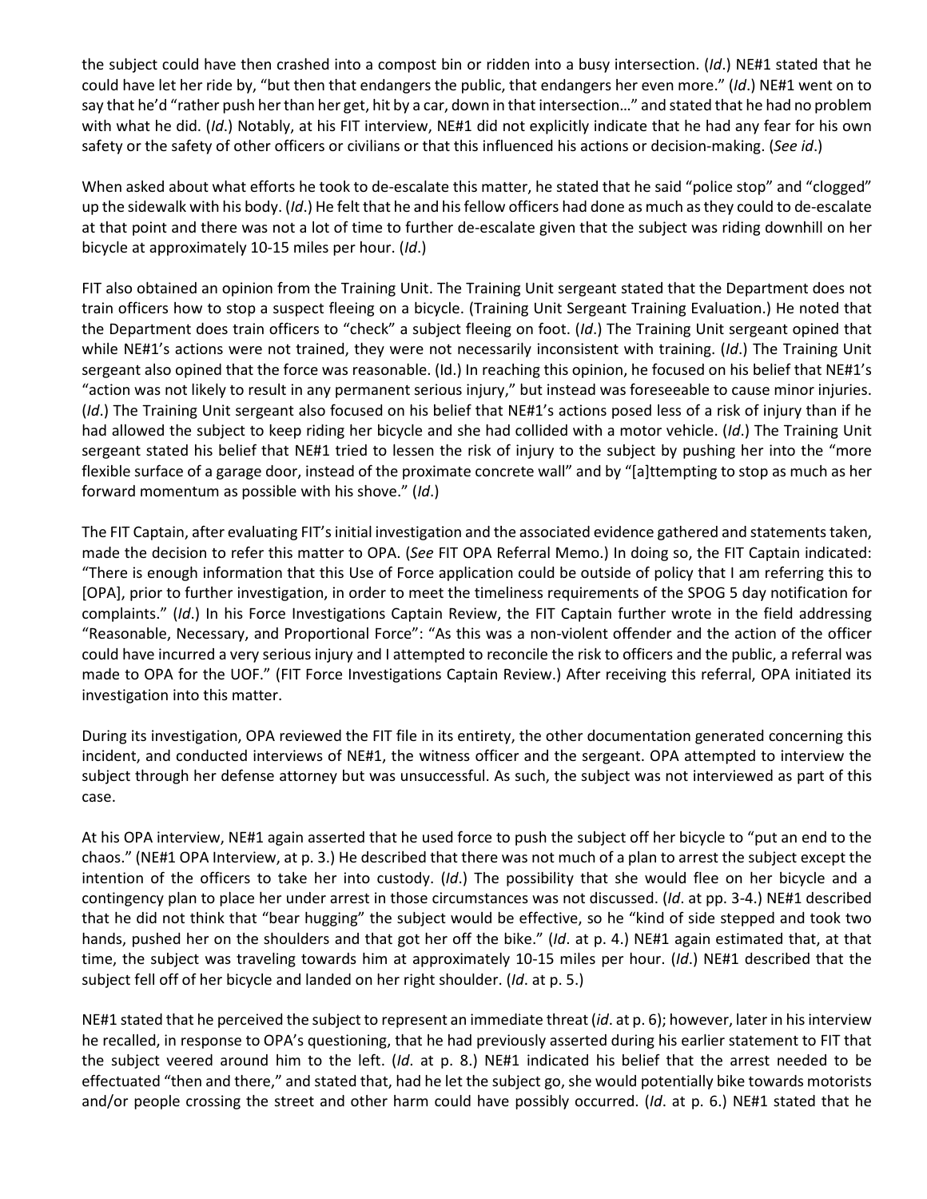the subject could have then crashed into a compost bin or ridden into a busy intersection. (*Id*.) NE#1 stated that he could have let her ride by, "but then that endangers the public, that endangers her even more." (*Id*.) NE#1 went on to say that he'd "rather push her than her get, hit by a car, down in that intersection…" and stated that he had no problem with what he did. (*Id*.) Notably, at his FIT interview, NE#1 did not explicitly indicate that he had any fear for his own safety or the safety of other officers or civilians or that this influenced his actions or decision-making. (*See id*.)

When asked about what efforts he took to de-escalate this matter, he stated that he said "police stop" and "clogged" up the sidewalk with his body. (*Id*.) He felt that he and his fellow officers had done as much as they could to de-escalate at that point and there was not a lot of time to further de-escalate given that the subject was riding downhill on her bicycle at approximately 10-15 miles per hour. (*Id*.)

FIT also obtained an opinion from the Training Unit. The Training Unit sergeant stated that the Department does not train officers how to stop a suspect fleeing on a bicycle. (Training Unit Sergeant Training Evaluation.) He noted that the Department does train officers to "check" a subject fleeing on foot. (*Id*.) The Training Unit sergeant opined that while NE#1's actions were not trained, they were not necessarily inconsistent with training. (*Id*.) The Training Unit sergeant also opined that the force was reasonable. (Id.) In reaching this opinion, he focused on his belief that NE#1's "action was not likely to result in any permanent serious injury," but instead was foreseeable to cause minor injuries. (*Id*.) The Training Unit sergeant also focused on his belief that NE#1's actions posed less of a risk of injury than if he had allowed the subject to keep riding her bicycle and she had collided with a motor vehicle. (*Id*.) The Training Unit sergeant stated his belief that NE#1 tried to lessen the risk of injury to the subject by pushing her into the "more flexible surface of a garage door, instead of the proximate concrete wall" and by "[a]ttempting to stop as much as her forward momentum as possible with his shove." (*Id*.)

The FIT Captain, after evaluating FIT's initial investigation and the associated evidence gathered and statements taken, made the decision to refer this matter to OPA. (*See* FIT OPA Referral Memo.) In doing so, the FIT Captain indicated: "There is enough information that this Use of Force application could be outside of policy that I am referring this to [OPA], prior to further investigation, in order to meet the timeliness requirements of the SPOG 5 day notification for complaints." (*Id*.) In his Force Investigations Captain Review, the FIT Captain further wrote in the field addressing "Reasonable, Necessary, and Proportional Force": "As this was a non-violent offender and the action of the officer could have incurred a very serious injury and I attempted to reconcile the risk to officers and the public, a referral was made to OPA for the UOF." (FIT Force Investigations Captain Review.) After receiving this referral, OPA initiated its investigation into this matter.

During its investigation, OPA reviewed the FIT file in its entirety, the other documentation generated concerning this incident, and conducted interviews of NE#1, the witness officer and the sergeant. OPA attempted to interview the subject through her defense attorney but was unsuccessful. As such, the subject was not interviewed as part of this case.

At his OPA interview, NE#1 again asserted that he used force to push the subject off her bicycle to "put an end to the chaos." (NE#1 OPA Interview, at p. 3.) He described that there was not much of a plan to arrest the subject except the intention of the officers to take her into custody. (*Id*.) The possibility that she would flee on her bicycle and a contingency plan to place her under arrest in those circumstances was not discussed. (*Id*. at pp. 3-4.) NE#1 described that he did not think that "bear hugging" the subject would be effective, so he "kind of side stepped and took two hands, pushed her on the shoulders and that got her off the bike." (*Id*. at p. 4.) NE#1 again estimated that, at that time, the subject was traveling towards him at approximately 10-15 miles per hour. (*Id*.) NE#1 described that the subject fell off of her bicycle and landed on her right shoulder. (*Id*. at p. 5.)

NE#1 stated that he perceived the subject to represent an immediate threat (*id*. at p. 6); however, later in his interview he recalled, in response to OPA's questioning, that he had previously asserted during his earlier statement to FIT that the subject veered around him to the left. (*Id*. at p. 8.) NE#1 indicated his belief that the arrest needed to be effectuated "then and there," and stated that, had he let the subject go, she would potentially bike towards motorists and/or people crossing the street and other harm could have possibly occurred. (*Id*. at p. 6.) NE#1 stated that he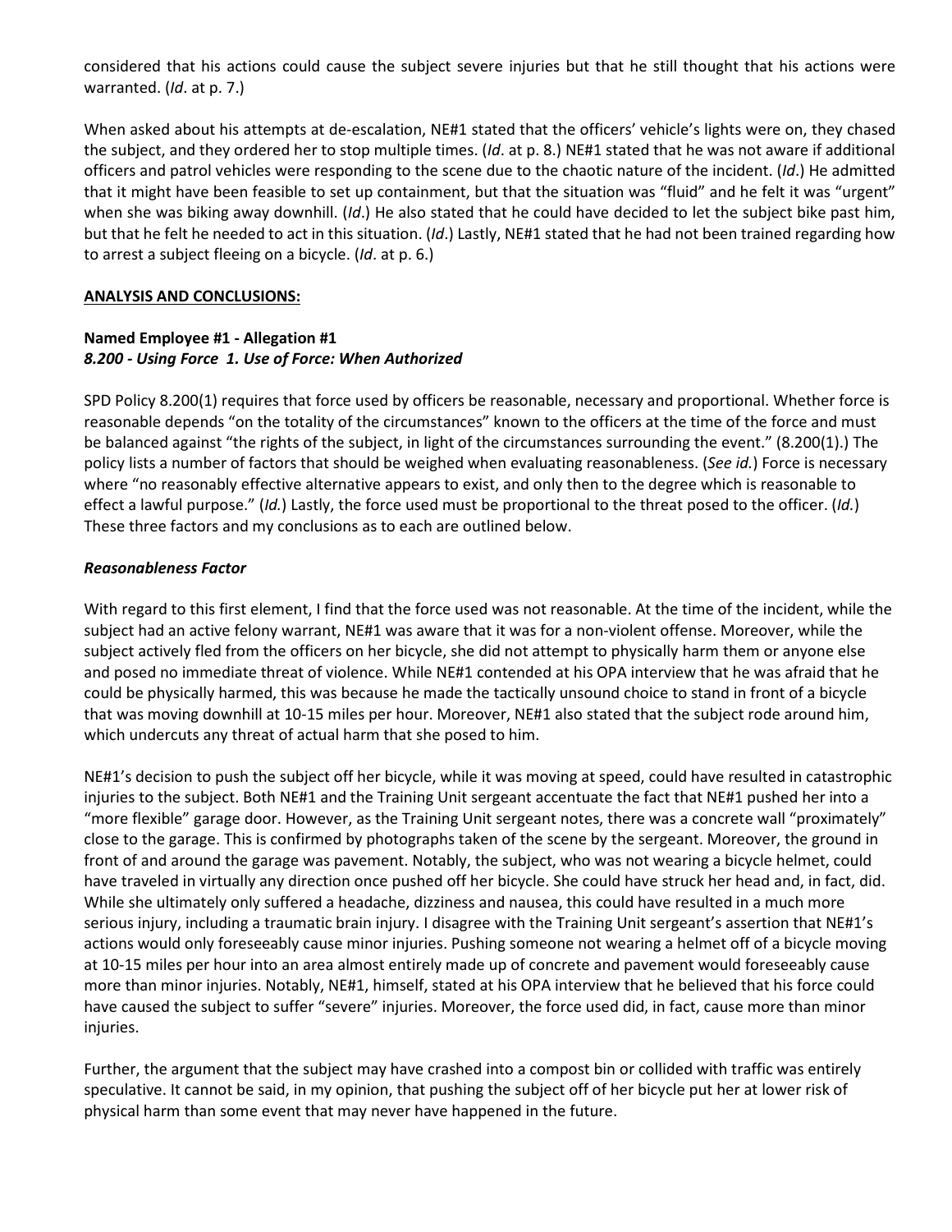considered that his actions could cause the subject severe injuries but that he still thought that his actions were warranted. (*Id*. at p. 7.)

When asked about his attempts at de-escalation, NE#1 stated that the officers' vehicle's lights were on, they chased the subject, and they ordered her to stop multiple times. (*Id*. at p. 8.) NE#1 stated that he was not aware if additional officers and patrol vehicles were responding to the scene due to the chaotic nature of the incident. (*Id*.) He admitted that it might have been feasible to set up containment, but that the situation was "fluid" and he felt it was "urgent" when she was biking away downhill. (*Id*.) He also stated that he could have decided to let the subject bike past him, but that he felt he needed to act in this situation. (*Id*.) Lastly, NE#1 stated that he had not been trained regarding how to arrest a subject fleeing on a bicycle. (*Id*. at p. 6.)

**ANALYSIS AND CONCLUSIONS:**

**Named Employee #1 - Allegation #1**
***8.200 - Using Force 1. Use of Force: When Authorized***

SPD Policy 8.200(1) requires that force used by officers be reasonable, necessary and proportional. Whether force is reasonable depends "on the totality of the circumstances" known to the officers at the time of the force and must be balanced against "the rights of the subject, in light of the circumstances surrounding the event." (8.200(1).) The policy lists a number of factors that should be weighed when evaluating reasonableness. (*See id.*) Force is necessary where "no reasonably effective alternative appears to exist, and only then to the degree which is reasonable to effect a lawful purpose." (*Id.*) Lastly, the force used must be proportional to the threat posed to the officer. (*Id.*) These three factors and my conclusions as to each are outlined below.

***Reasonableness Factor***

With regard to this first element, I find that the force used was not reasonable. At the time of the incident, while the subject had an active felony warrant, NE#1 was aware that it was for a non-violent offense. Moreover, while the subject actively fled from the officers on her bicycle, she did not attempt to physically harm them or anyone else and posed no immediate threat of violence. While NE#1 contended at his OPA interview that he was afraid that he could be physically harmed, this was because he made the tactically unsound choice to stand in front of a bicycle that was moving downhill at 10-15 miles per hour. Moreover, NE#1 also stated that the subject rode around him, which undercuts any threat of actual harm that she posed to him.

NE#1's decision to push the subject off her bicycle, while it was moving at speed, could have resulted in catastrophic injuries to the subject. Both NE#1 and the Training Unit sergeant accentuate the fact that NE#1 pushed her into a "more flexible" garage door. However, as the Training Unit sergeant notes, there was a concrete wall "proximately" close to the garage. This is confirmed by photographs taken of the scene by the sergeant. Moreover, the ground in front of and around the garage was pavement. Notably, the subject, who was not wearing a bicycle helmet, could have traveled in virtually any direction once pushed off her bicycle. She could have struck her head and, in fact, did. While she ultimately only suffered a headache, dizziness and nausea, this could have resulted in a much more serious injury, including a traumatic brain injury. I disagree with the Training Unit sergeant's assertion that NE#1's actions would only foreseeably cause minor injuries. Pushing someone not wearing a helmet off of a bicycle moving at 10-15 miles per hour into an area almost entirely made up of concrete and pavement would foreseeably cause more than minor injuries. Notably, NE#1, himself, stated at his OPA interview that he believed that his force could have caused the subject to suffer "severe" injuries. Moreover, the force used did, in fact, cause more than minor injuries.

Further, the argument that the subject may have crashed into a compost bin or collided with traffic was entirely speculative. It cannot be said, in my opinion, that pushing the subject off of her bicycle put her at lower risk of physical harm than some event that may never have happened in the future.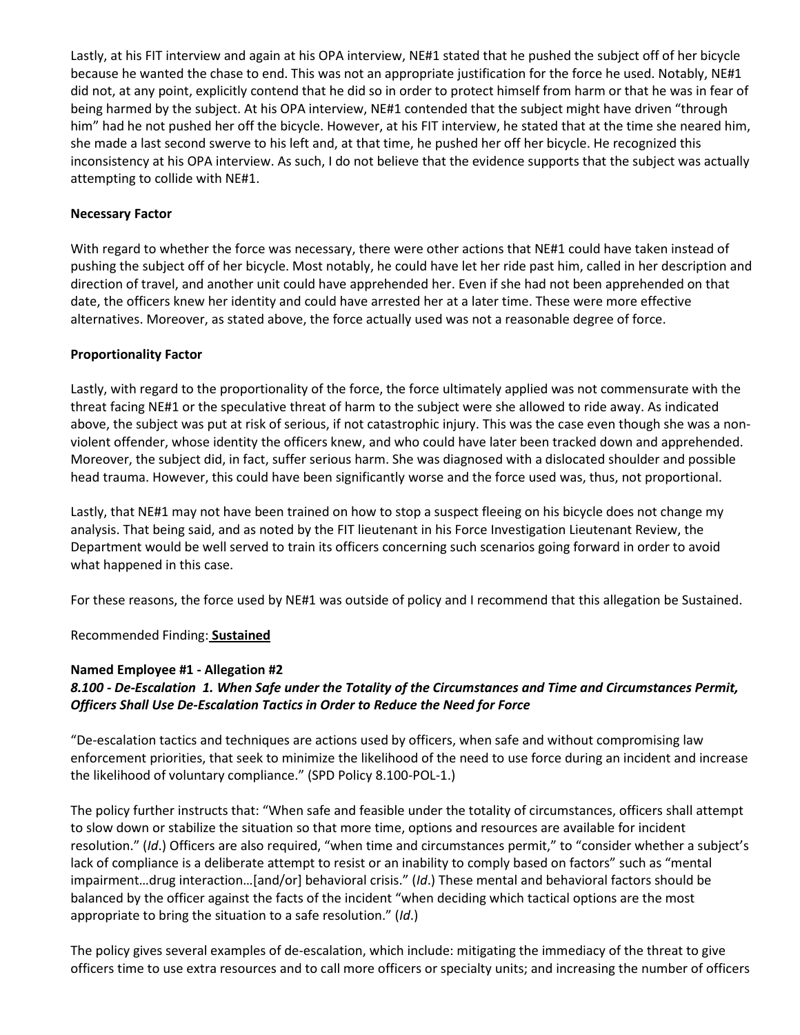Lastly, at his FIT interview and again at his OPA interview, NE#1 stated that he pushed the subject off of her bicycle because he wanted the chase to end. This was not an appropriate justification for the force he used. Notably, NE#1 did not, at any point, explicitly contend that he did so in order to protect himself from harm or that he was in fear of being harmed by the subject. At his OPA interview, NE#1 contended that the subject might have driven "through him" had he not pushed her off the bicycle. However, at his FIT interview, he stated that at the time she neared him, she made a last second swerve to his left and, at that time, he pushed her off her bicycle. He recognized this inconsistency at his OPA interview. As such, I do not believe that the evidence supports that the subject was actually attempting to collide with NE#1.

**Necessary Factor**

With regard to whether the force was necessary, there were other actions that NE#1 could have taken instead of pushing the subject off of her bicycle. Most notably, he could have let her ride past him, called in her description and direction of travel, and another unit could have apprehended her. Even if she had not been apprehended on that date, the officers knew her identity and could have arrested her at a later time. These were more effective alternatives. Moreover, as stated above, the force actually used was not a reasonable degree of force.

**Proportionality Factor**

Lastly, with regard to the proportionality of the force, the force ultimately applied was not commensurate with the threat facing NE#1 or the speculative threat of harm to the subject were she allowed to ride away. As indicated above, the subject was put at risk of serious, if not catastrophic injury. This was the case even though she was a non-violent offender, whose identity the officers knew, and who could have later been tracked down and apprehended. Moreover, the subject did, in fact, suffer serious harm. She was diagnosed with a dislocated shoulder and possible head trauma. However, this could have been significantly worse and the force used was, thus, not proportional.

Lastly, that NE#1 may not have been trained on how to stop a suspect fleeing on his bicycle does not change my analysis. That being said, and as noted by the FIT lieutenant in his Force Investigation Lieutenant Review, the Department would be well served to train its officers concerning such scenarios going forward in order to avoid what happened in this case.

For these reasons, the force used by NE#1 was outside of policy and I recommend that this allegation be Sustained.

Recommended Finding: **Sustained**

**Named Employee #1 - Allegation #2**
***8.100 - De-Escalation 1. When Safe under the Totality of the Circumstances and Time and Circumstances Permit, Officers Shall Use De-Escalation Tactics in Order to Reduce the Need for Force***

"De-escalation tactics and techniques are actions used by officers, when safe and without compromising law enforcement priorities, that seek to minimize the likelihood of the need to use force during an incident and increase the likelihood of voluntary compliance." (SPD Policy 8.100-POL-1.)

The policy further instructs that: "When safe and feasible under the totality of circumstances, officers shall attempt to slow down or stabilize the situation so that more time, options and resources are available for incident resolution." (*Id*.) Officers are also required, "when time and circumstances permit," to "consider whether a subject's lack of compliance is a deliberate attempt to resist or an inability to comply based on factors" such as "mental impairment…drug interaction…[and/or] behavioral crisis." (*Id*.) These mental and behavioral factors should be balanced by the officer against the facts of the incident "when deciding which tactical options are the most appropriate to bring the situation to a safe resolution." (*Id*.)

The policy gives several examples of de-escalation, which include: mitigating the immediacy of the threat to give officers time to use extra resources and to call more officers or specialty units; and increasing the number of officers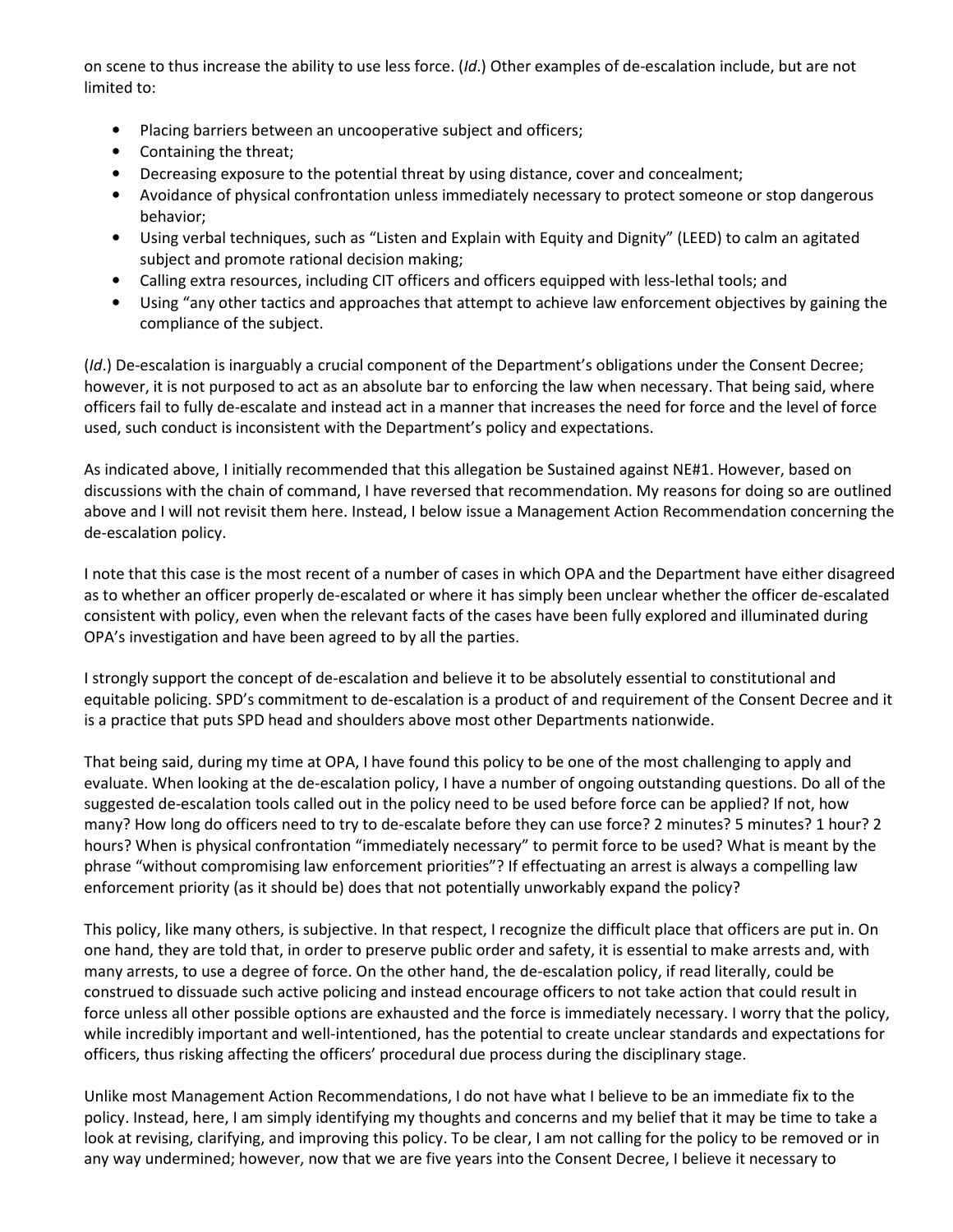on scene to thus increase the ability to use less force. (*Id*.) Other examples of de-escalation include, but are not limited to:

- Placing barriers between an uncooperative subject and officers;
- Containing the threat;
- Decreasing exposure to the potential threat by using distance, cover and concealment;
- Avoidance of physical confrontation unless immediately necessary to protect someone or stop dangerous behavior;
- Using verbal techniques, such as "Listen and Explain with Equity and Dignity" (LEED) to calm an agitated subject and promote rational decision making;
- Calling extra resources, including CIT officers and officers equipped with less-lethal tools; and
- Using "any other tactics and approaches that attempt to achieve law enforcement objectives by gaining the compliance of the subject.

(*Id*.) De-escalation is inarguably a crucial component of the Department's obligations under the Consent Decree; however, it is not purposed to act as an absolute bar to enforcing the law when necessary. That being said, where officers fail to fully de-escalate and instead act in a manner that increases the need for force and the level of force used, such conduct is inconsistent with the Department's policy and expectations.

As indicated above, I initially recommended that this allegation be Sustained against NE#1. However, based on discussions with the chain of command, I have reversed that recommendation. My reasons for doing so are outlined above and I will not revisit them here. Instead, I below issue a Management Action Recommendation concerning the de-escalation policy.

I note that this case is the most recent of a number of cases in which OPA and the Department have either disagreed as to whether an officer properly de-escalated or where it has simply been unclear whether the officer de-escalated consistent with policy, even when the relevant facts of the cases have been fully explored and illuminated during OPA's investigation and have been agreed to by all the parties.

I strongly support the concept of de-escalation and believe it to be absolutely essential to constitutional and equitable policing. SPD's commitment to de-escalation is a product of and requirement of the Consent Decree and it is a practice that puts SPD head and shoulders above most other Departments nationwide.

That being said, during my time at OPA, I have found this policy to be one of the most challenging to apply and evaluate. When looking at the de-escalation policy, I have a number of ongoing outstanding questions. Do all of the suggested de-escalation tools called out in the policy need to be used before force can be applied? If not, how many? How long do officers need to try to de-escalate before they can use force? 2 minutes? 5 minutes? 1 hour? 2 hours? When is physical confrontation "immediately necessary" to permit force to be used? What is meant by the phrase "without compromising law enforcement priorities"? If effectuating an arrest is always a compelling law enforcement priority (as it should be) does that not potentially unworkably expand the policy?

This policy, like many others, is subjective. In that respect, I recognize the difficult place that officers are put in. On one hand, they are told that, in order to preserve public order and safety, it is essential to make arrests and, with many arrests, to use a degree of force. On the other hand, the de-escalation policy, if read literally, could be construed to dissuade such active policing and instead encourage officers to not take action that could result in force unless all other possible options are exhausted and the force is immediately necessary. I worry that the policy, while incredibly important and well-intentioned, has the potential to create unclear standards and expectations for officers, thus risking affecting the officers' procedural due process during the disciplinary stage.

Unlike most Management Action Recommendations, I do not have what I believe to be an immediate fix to the policy. Instead, here, I am simply identifying my thoughts and concerns and my belief that it may be time to take a look at revising, clarifying, and improving this policy. To be clear, I am not calling for the policy to be removed or in any way undermined; however, now that we are five years into the Consent Decree, I believe it necessary to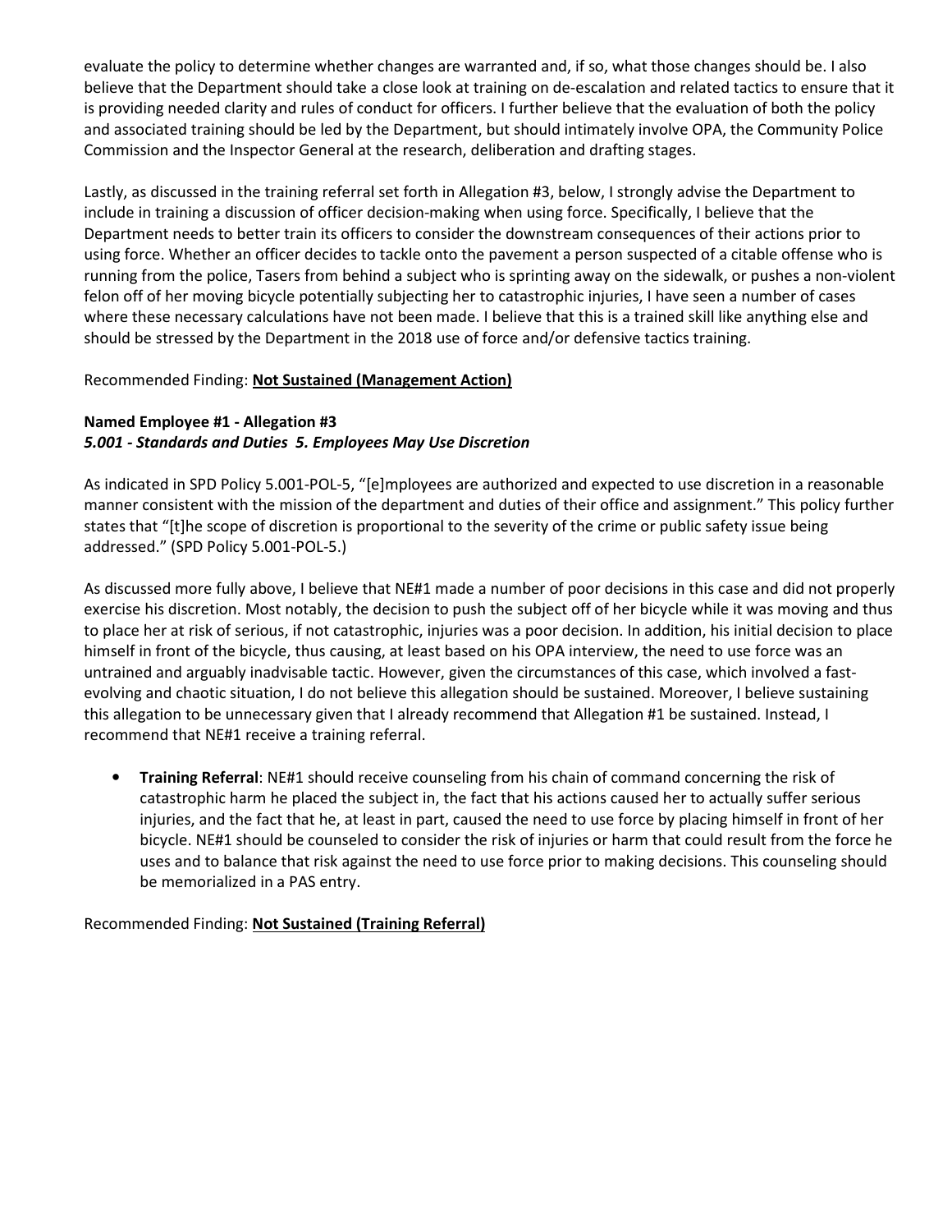evaluate the policy to determine whether changes are warranted and, if so, what those changes should be. I also believe that the Department should take a close look at training on de-escalation and related tactics to ensure that it is providing needed clarity and rules of conduct for officers. I further believe that the evaluation of both the policy and associated training should be led by the Department, but should intimately involve OPA, the Community Police Commission and the Inspector General at the research, deliberation and drafting stages.

Lastly, as discussed in the training referral set forth in Allegation #3, below, I strongly advise the Department to include in training a discussion of officer decision-making when using force. Specifically, I believe that the Department needs to better train its officers to consider the downstream consequences of their actions prior to using force. Whether an officer decides to tackle onto the pavement a person suspected of a citable offense who is running from the police, Tasers from behind a subject who is sprinting away on the sidewalk, or pushes a non-violent felon off of her moving bicycle potentially subjecting her to catastrophic injuries, I have seen a number of cases where these necessary calculations have not been made. I believe that this is a trained skill like anything else and should be stressed by the Department in the 2018 use of force and/or defensive tactics training.

Recommended Finding: **Not Sustained (Management Action)**

**Named Employee #1 - Allegation #3**
***5.001 - Standards and Duties 5. Employees May Use Discretion***

As indicated in SPD Policy 5.001-POL-5, "[e]mployees are authorized and expected to use discretion in a reasonable manner consistent with the mission of the department and duties of their office and assignment." This policy further states that "[t]he scope of discretion is proportional to the severity of the crime or public safety issue being addressed." (SPD Policy 5.001-POL-5.)

As discussed more fully above, I believe that NE#1 made a number of poor decisions in this case and did not properly exercise his discretion. Most notably, the decision to push the subject off of her bicycle while it was moving and thus to place her at risk of serious, if not catastrophic, injuries was a poor decision. In addition, his initial decision to place himself in front of the bicycle, thus causing, at least based on his OPA interview, the need to use force was an untrained and arguably inadvisable tactic. However, given the circumstances of this case, which involved a fast-evolving and chaotic situation, I do not believe this allegation should be sustained. Moreover, I believe sustaining this allegation to be unnecessary given that I already recommend that Allegation #1 be sustained. Instead, I recommend that NE#1 receive a training referral.

- **Training Referral**: NE#1 should receive counseling from his chain of command concerning the risk of catastrophic harm he placed the subject in, the fact that his actions caused her to actually suffer serious injuries, and the fact that he, at least in part, caused the need to use force by placing himself in front of her bicycle. NE#1 should be counseled to consider the risk of injuries or harm that could result from the force he uses and to balance that risk against the need to use force prior to making decisions. This counseling should be memorialized in a PAS entry.

Recommended Finding: **Not Sustained (Training Referral)**